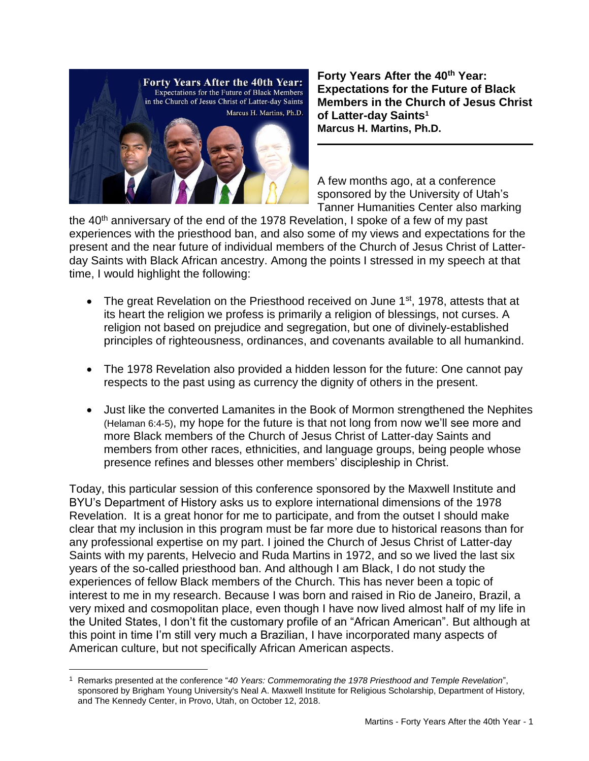# Forty Years After the 40th Year: Expectations for the Future of Black Members in the Church of Jesus Christ of Latter-day Saints[1]

**Marcus H. Martins, Ph.D.**

A few months ago, at a conference sponsored by the University of Utah's Tanner Humanities Center also marking the 40th anniversary of the end of the 1978 Revelation, I spoke of a few of my past experiences with the priesthood ban, and also some of my views and expectations for the present and the near future of individual members of the Church of Jesus Christ of Latter-day Saints with Black African ancestry. Among the points I stressed in my speech at that time, I would highlight the following:

- The great Revelation on the Priesthood received on June 1st, 1978, attests that at its heart the religion we profess is primarily a religion of blessings, not curses. A religion not based on prejudice and segregation, but one of divinely-established principles of righteousness, ordinances, and covenants available to all humankind.
- The 1978 Revelation also provided a hidden lesson for the future: One cannot pay respects to the past using as currency the dignity of others in the present.
- Just like the converted Lamanites in the Book of Mormon strengthened the Nephites (Helaman 6:4-5), my hope for the future is that not long from now we'll see more and more Black members of the Church of Jesus Christ of Latter-day Saints and members from other races, ethnicities, and language groups, being people whose presence refines and blesses other members' discipleship in Christ.

Today, this particular session of this conference sponsored by the Maxwell Institute and BYU's Department of History asks us to explore international dimensions of the 1978 Revelation. It is a great honor for me to participate, and from the outset I should make clear that my inclusion in this program must be far more due to historical reasons than for any professional expertise on my part. I joined the Church of Jesus Christ of Latter-day Saints with my parents, Helvecio and Ruda Martins in 1972, and so we lived the last six years of the so-called priesthood ban. And although I am Black, I do not study the experiences of fellow Black members of the Church. This has never been a topic of interest to me in my research. Because I was born and raised in Rio de Janeiro, Brazil, a very mixed and cosmopolitan place, even though I have now lived almost half of my life in the United States, I don't fit the customary profile of an "African American". But although at this point in time I'm still very much a Brazilian, I have incorporated many aspects of American culture, but not specifically African American aspects.

[1] Remarks presented at the conference "*40 Years: Commemorating the 1978 Priesthood and Temple Revelation*", sponsored by Brigham Young University's Neal A. Maxwell Institute for Religious Scholarship, Department of History, and The Kennedy Center, in Provo, Utah, on October 12, 2018.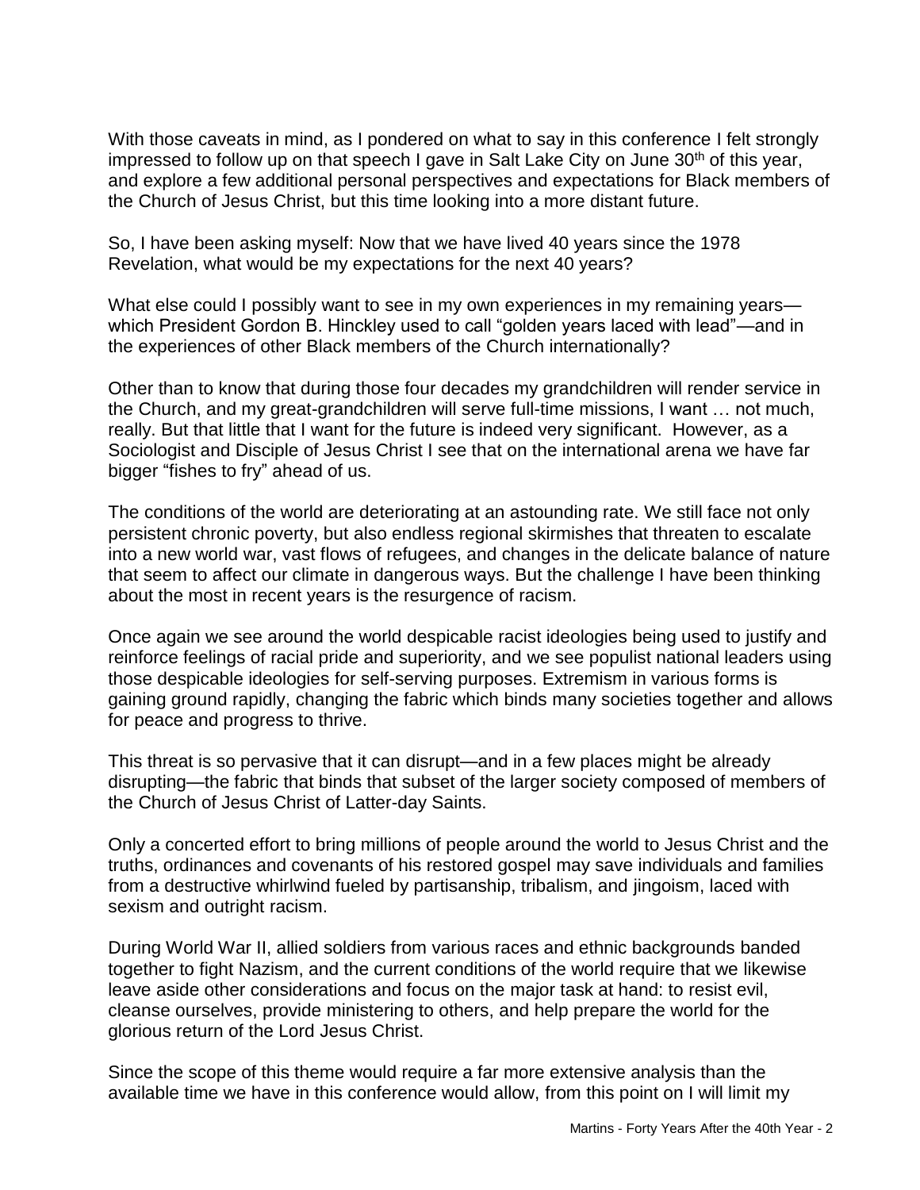With those caveats in mind, as I pondered on what to say in this conference I felt strongly impressed to follow up on that speech I gave in Salt Lake City on June 30th of this year, and explore a few additional personal perspectives and expectations for Black members of the Church of Jesus Christ, but this time looking into a more distant future.

So, I have been asking myself: Now that we have lived 40 years since the 1978 Revelation, what would be my expectations for the next 40 years?

What else could I possibly want to see in my own experiences in my remaining years—which President Gordon B. Hinckley used to call "golden years laced with lead"—and in the experiences of other Black members of the Church internationally?

Other than to know that during those four decades my grandchildren will render service in the Church, and my great-grandchildren will serve full-time missions, I want … not much, really. But that little that I want for the future is indeed very significant. However, as a Sociologist and Disciple of Jesus Christ I see that on the international arena we have far bigger "fishes to fry" ahead of us.

The conditions of the world are deteriorating at an astounding rate. We still face not only persistent chronic poverty, but also endless regional skirmishes that threaten to escalate into a new world war, vast flows of refugees, and changes in the delicate balance of nature that seem to affect our climate in dangerous ways. But the challenge I have been thinking about the most in recent years is the resurgence of racism.

Once again we see around the world despicable racist ideologies being used to justify and reinforce feelings of racial pride and superiority, and we see populist national leaders using those despicable ideologies for self-serving purposes. Extremism in various forms is gaining ground rapidly, changing the fabric which binds many societies together and allows for peace and progress to thrive.

This threat is so pervasive that it can disrupt—and in a few places might be already disrupting—the fabric that binds that subset of the larger society composed of members of the Church of Jesus Christ of Latter-day Saints.

Only a concerted effort to bring millions of people around the world to Jesus Christ and the truths, ordinances and covenants of his restored gospel may save individuals and families from a destructive whirlwind fueled by partisanship, tribalism, and jingoism, laced with sexism and outright racism.

During World War II, allied soldiers from various races and ethnic backgrounds banded together to fight Nazism, and the current conditions of the world require that we likewise leave aside other considerations and focus on the major task at hand: to resist evil, cleanse ourselves, provide ministering to others, and help prepare the world for the glorious return of the Lord Jesus Christ.

Since the scope of this theme would require a far more extensive analysis than the available time we have in this conference would allow, from this point on I will limit my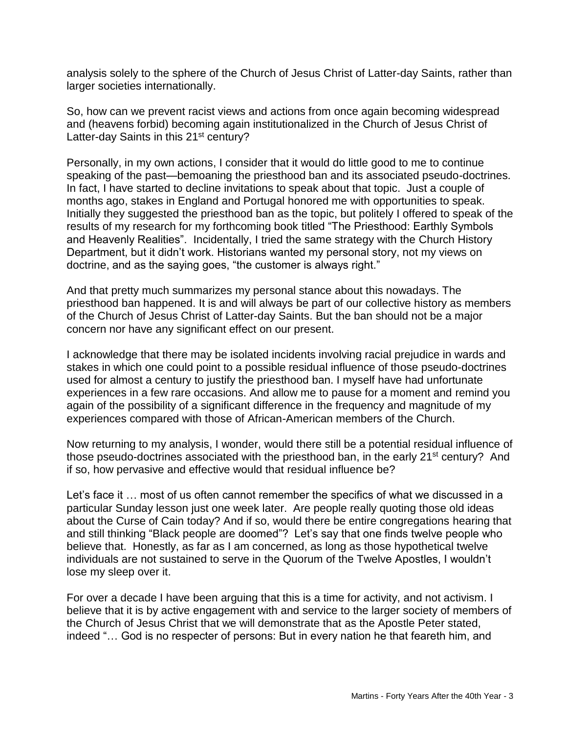analysis solely to the sphere of the Church of Jesus Christ of Latter-day Saints, rather than larger societies internationally.

So, how can we prevent racist views and actions from once again becoming widespread and (heavens forbid) becoming again institutionalized in the Church of Jesus Christ of Latter-day Saints in this 21st century?

Personally, in my own actions, I consider that it would do little good to me to continue speaking of the past—bemoaning the priesthood ban and its associated pseudo-doctrines. In fact, I have started to decline invitations to speak about that topic. Just a couple of months ago, stakes in England and Portugal honored me with opportunities to speak. Initially they suggested the priesthood ban as the topic, but politely I offered to speak of the results of my research for my forthcoming book titled "The Priesthood: Earthly Symbols and Heavenly Realities". Incidentally, I tried the same strategy with the Church History Department, but it didn't work. Historians wanted my personal story, not my views on doctrine, and as the saying goes, "the customer is always right."

And that pretty much summarizes my personal stance about this nowadays. The priesthood ban happened. It is and will always be part of our collective history as members of the Church of Jesus Christ of Latter-day Saints. But the ban should not be a major concern nor have any significant effect on our present.

I acknowledge that there may be isolated incidents involving racial prejudice in wards and stakes in which one could point to a possible residual influence of those pseudo-doctrines used for almost a century to justify the priesthood ban. I myself have had unfortunate experiences in a few rare occasions. And allow me to pause for a moment and remind you again of the possibility of a significant difference in the frequency and magnitude of my experiences compared with those of African-American members of the Church.

Now returning to my analysis, I wonder, would there still be a potential residual influence of those pseudo-doctrines associated with the priesthood ban, in the early 21st century? And if so, how pervasive and effective would that residual influence be?

Let's face it … most of us often cannot remember the specifics of what we discussed in a particular Sunday lesson just one week later. Are people really quoting those old ideas about the Curse of Cain today? And if so, would there be entire congregations hearing that and still thinking "Black people are doomed"? Let's say that one finds twelve people who believe that. Honestly, as far as I am concerned, as long as those hypothetical twelve individuals are not sustained to serve in the Quorum of the Twelve Apostles, I wouldn't lose my sleep over it.

For over a decade I have been arguing that this is a time for activity, and not activism. I believe that it is by active engagement with and service to the larger society of members of the Church of Jesus Christ that we will demonstrate that as the Apostle Peter stated, indeed "… God is no respecter of persons: But in every nation he that feareth him, and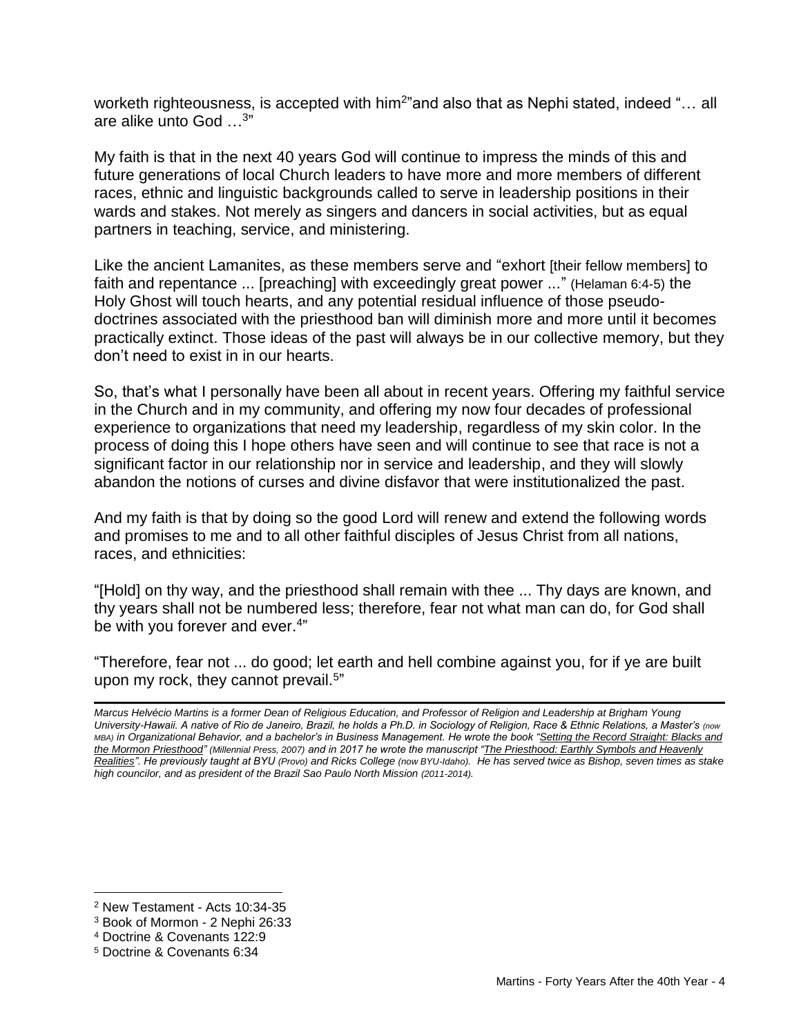worketh righteousness, is accepted with him[2]"and also that as Nephi stated, indeed "… all are alike unto God …[3]"

My faith is that in the next 40 years God will continue to impress the minds of this and future generations of local Church leaders to have more and more members of different races, ethnic and linguistic backgrounds called to serve in leadership positions in their wards and stakes. Not merely as singers and dancers in social activities, but as equal partners in teaching, service, and ministering.

Like the ancient Lamanites, as these members serve and "exhort [their fellow members] to faith and repentance ... [preaching] with exceedingly great power ..." (Helaman 6:4-5) the Holy Ghost will touch hearts, and any potential residual influence of those pseudo-doctrines associated with the priesthood ban will diminish more and more until it becomes practically extinct. Those ideas of the past will always be in our collective memory, but they don't need to exist in in our hearts.

So, that's what I personally have been all about in recent years. Offering my faithful service in the Church and in my community, and offering my now four decades of professional experience to organizations that need my leadership, regardless of my skin color. In the process of doing this I hope others have seen and will continue to see that race is not a significant factor in our relationship nor in service and leadership, and they will slowly abandon the notions of curses and divine disfavor that were institutionalized the past.

And my faith is that by doing so the good Lord will renew and extend the following words and promises to me and to all other faithful disciples of Jesus Christ from all nations, races, and ethnicities:

"[Hold] on thy way, and the priesthood shall remain with thee ... Thy days are known, and thy years shall not be numbered less; therefore, fear not what man can do, for God shall be with you forever and ever.[4]"

"Therefore, fear not ... do good; let earth and hell combine against you, for if ye are built upon my rock, they cannot prevail.[5]"

---

*Marcus Helvécio Martins is a former Dean of Religious Education, and Professor of Religion and Leadership at Brigham Young University-Hawaii. A native of Rio de Janeiro, Brazil, he holds a Ph.D. in Sociology of Religion, Race & Ethnic Relations, a Master's (now MBA) in Organizational Behavior, and a bachelor's in Business Management. He wrote the book "Setting the Record Straight: Blacks and the Mormon Priesthood" (Millennial Press, 2007) and in 2017 he wrote the manuscript "The Priesthood: Earthly Symbols and Heavenly Realities". He previously taught at BYU (Provo) and Ricks College (now BYU-Idaho). He has served twice as Bishop, seven times as stake high councilor, and as president of the Brazil Sao Paulo North Mission (2011-2014).*

---

[2] New Testament - Acts 10:34-35

[3] Book of Mormon - 2 Nephi 26:33

[4] Doctrine & Covenants 122:9

[5] Doctrine & Covenants 6:34